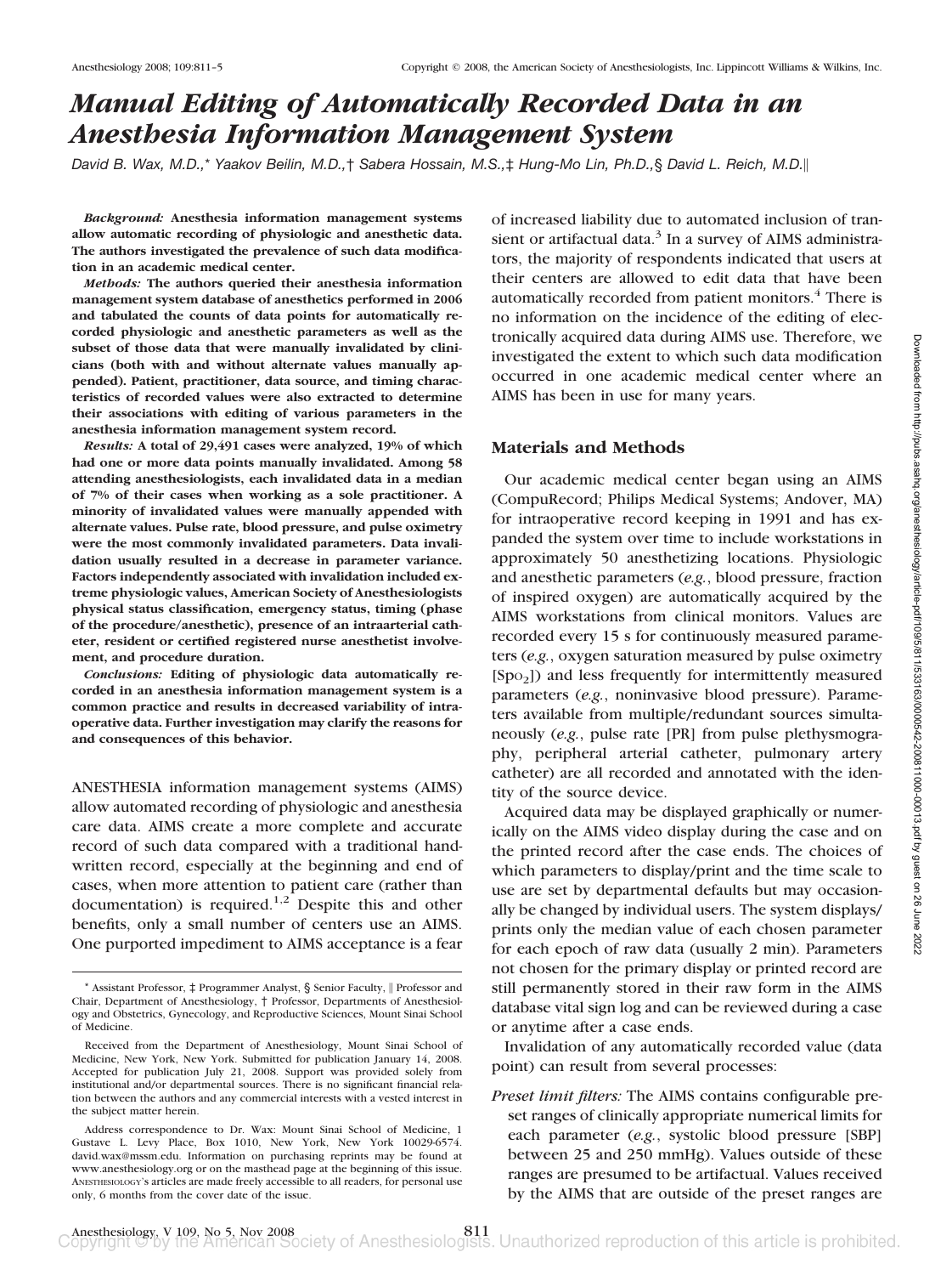# Manual Editing of Automatically Recorded Data in an Anesthesia Information Management System

*David B. Wax, M.D.,\* Yaakov Beilin, M.D.,† Sabera Hossain, M.S.,‡ Hung-Mo Lin, Ph.D.,§ David L. Reich, M.D.‖*

***Background:*** **Anesthesia information management systems allow automatic recording of physiologic and anesthetic data. The authors investigated the prevalence of such data modification in an academic medical center.**

***Methods:*** **The authors queried their anesthesia information management system database of anesthetics performed in 2006 and tabulated the counts of data points for automatically recorded physiologic and anesthetic parameters as well as the subset of those data that were manually invalidated by clinicians (both with and without alternate values manually appended). Patient, practitioner, data source, and timing characteristics of recorded values were also extracted to determine their associations with editing of various parameters in the anesthesia information management system record.**

***Results:*** **A total of 29,491 cases were analyzed, 19% of which had one or more data points manually invalidated. Among 58 attending anesthesiologists, each invalidated data in a median of 7% of their cases when working as a sole practitioner. A minority of invalidated values were manually appended with alternate values. Pulse rate, blood pressure, and pulse oximetry were the most commonly invalidated parameters. Data invalidation usually resulted in a decrease in parameter variance. Factors independently associated with invalidation included extreme physiologic values, American Society of Anesthesiologists physical status classification, emergency status, timing (phase of the procedure/anesthetic), presence of an intraarterial catheter, resident or certified registered nurse anesthetist involvement, and procedure duration.**

***Conclusions:*** **Editing of physiologic data automatically recorded in an anesthesia information management system is a common practice and results in decreased variability of intraoperative data. Further investigation may clarify the reasons for and consequences of this behavior.**

ANESTHESIA information management systems (AIMS) allow automated recording of physiologic and anesthesia care data. AIMS create a more complete and accurate record of such data compared with a traditional handwritten record, especially at the beginning and end of cases, when more attention to patient care (rather than documentation) is required.[1,2] Despite this and other benefits, only a small number of centers use an AIMS. One purported impediment to AIMS acceptance is a fear of increased liability due to automated inclusion of transient or artifactual data.[3] In a survey of AIMS administrators, the majority of respondents indicated that users at their centers are allowed to edit data that have been automatically recorded from patient monitors.[4] There is no information on the incidence of the editing of electronically acquired data during AIMS use. Therefore, we investigated the extent to which such data modification occurred in one academic medical center where an AIMS has been in use for many years.

## Materials and Methods

Our academic medical center began using an AIMS (CompuRecord; Philips Medical Systems; Andover, MA) for intraoperative record keeping in 1991 and has expanded the system over time to include workstations in approximately 50 anesthetizing locations. Physiologic and anesthetic parameters (*e.g.*, blood pressure, fraction of inspired oxygen) are automatically acquired by the AIMS workstations from clinical monitors. Values are recorded every 15 s for continuously measured parameters (*e.g.*, oxygen saturation measured by pulse oximetry [$Sp_{O_2}$]) and less frequently for intermittently measured parameters (*e.g.*, noninvasive blood pressure). Parameters available from multiple/redundant sources simultaneously (*e.g.*, pulse rate [PR] from pulse plethysmography, peripheral arterial catheter, pulmonary artery catheter) are all recorded and annotated with the identity of the source device.

Acquired data may be displayed graphically or numerically on the AIMS video display during the case and on the printed record after the case ends. The choices of which parameters to display/print and the time scale to use are set by departmental defaults but may occasionally be changed by individual users. The system displays/prints only the median value of each chosen parameter for each epoch of raw data (usually 2 min). Parameters not chosen for the primary display or printed record are still permanently stored in their raw form in the AIMS database vital sign log and can be reviewed during a case or anytime after a case ends.

Invalidation of any automatically recorded value (data point) can result from several processes:

*Preset limit filters:* The AIMS contains configurable preset ranges of clinically appropriate numerical limits for each parameter (*e.g.*, systolic blood pressure [SBP] between 25 and 250 mmHg). Values outside of these ranges are presumed to be artifactual. Values received by the AIMS that are outside of the preset ranges are

---

\* Assistant Professor, ‡ Programmer Analyst, § Senior Faculty, ‖ Professor and Chair, Department of Anesthesiology, † Professor, Departments of Anesthesiology and Obstetrics, Gynecology, and Reproductive Sciences, Mount Sinai School of Medicine.

Received from the Department of Anesthesiology, Mount Sinai School of Medicine, New York, New York. Submitted for publication January 14, 2008. Accepted for publication July 21, 2008. Support was provided solely from institutional and/or departmental sources. There is no significant financial relation between the authors and any commercial interests with a vested interest in the subject matter herein.

Address correspondence to Dr. Wax: Mount Sinai School of Medicine, 1 Gustave L. Levy Place, Box 1010, New York, New York 10029-6574. david.wax@mssm.edu. Information on purchasing reprints may be found at www.anesthesiology.org or on the masthead page at the beginning of this issue. ANESTHESIOLOGY's articles are made freely accessible to all readers, for personal use only, 6 months from the cover date of the issue.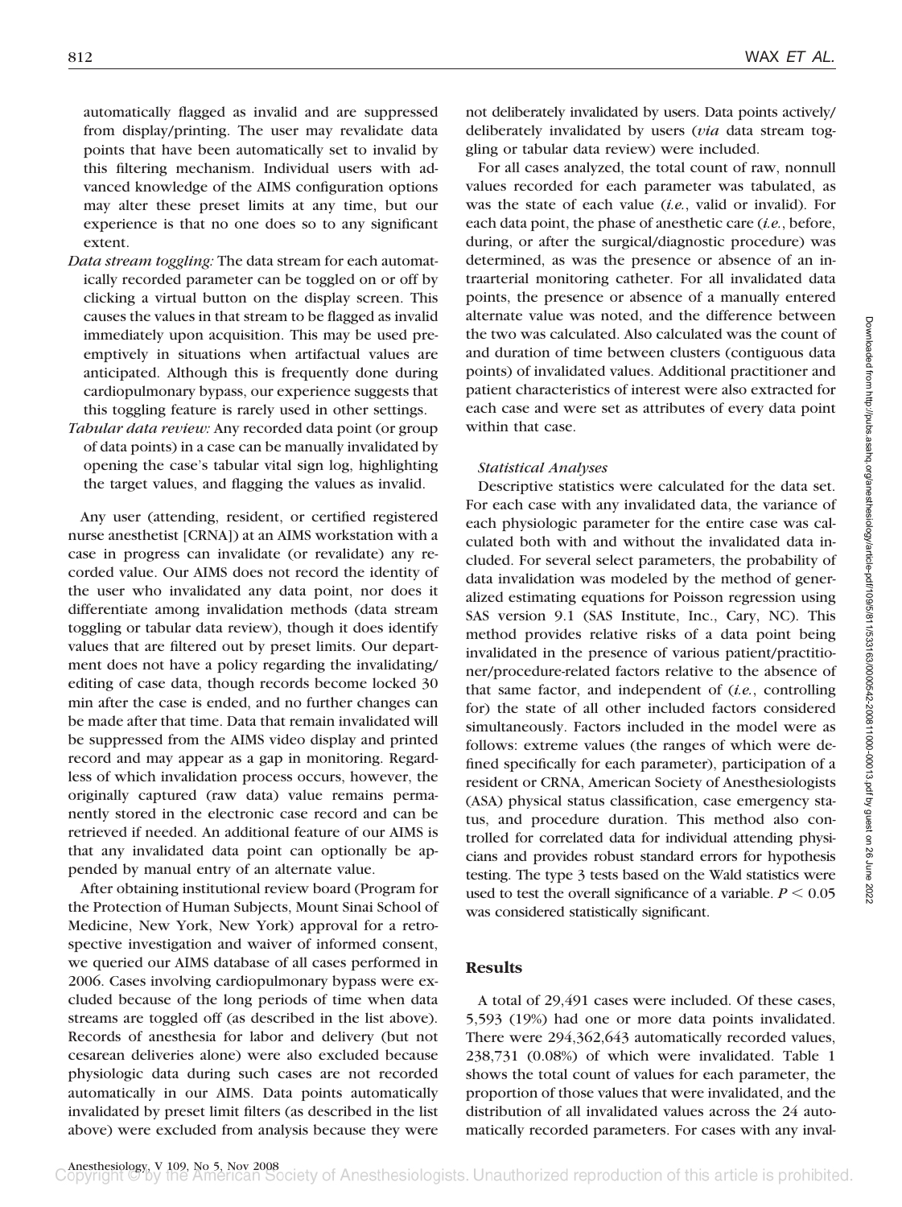automatically flagged as invalid and are suppressed from display/printing. The user may revalidate data points that have been automatically set to invalid by this filtering mechanism. Individual users with advanced knowledge of the AIMS configuration options may alter these preset limits at any time, but our experience is that no one does so to any significant extent.

*Data stream toggling:* The data stream for each automatically recorded parameter can be toggled on or off by clicking a virtual button on the display screen. This causes the values in that stream to be flagged as invalid immediately upon acquisition. This may be used preemptively in situations when artifactual values are anticipated. Although this is frequently done during cardiopulmonary bypass, our experience suggests that this toggling feature is rarely used in other settings.

*Tabular data review:* Any recorded data point (or group of data points) in a case can be manually invalidated by opening the case's tabular vital sign log, highlighting the target values, and flagging the values as invalid.

Any user (attending, resident, or certified registered nurse anesthetist [CRNA]) at an AIMS workstation with a case in progress can invalidate (or revalidate) any recorded value. Our AIMS does not record the identity of the user who invalidated any data point, nor does it differentiate among invalidation methods (data stream toggling or tabular data review), though it does identify values that are filtered out by preset limits. Our department does not have a policy regarding the invalidating/editing of case data, though records become locked 30 min after the case is ended, and no further changes can be made after that time. Data that remain invalidated will be suppressed from the AIMS video display and printed record and may appear as a gap in monitoring. Regardless of which invalidation process occurs, however, the originally captured (raw data) value remains permanently stored in the electronic case record and can be retrieved if needed. An additional feature of our AIMS is that any invalidated data point can optionally be appended by manual entry of an alternate value.

After obtaining institutional review board (Program for the Protection of Human Subjects, Mount Sinai School of Medicine, New York, New York) approval for a retrospective investigation and waiver of informed consent, we queried our AIMS database of all cases performed in 2006. Cases involving cardiopulmonary bypass were excluded because of the long periods of time when data streams are toggled off (as described in the list above). Records of anesthesia for labor and delivery (but not cesarean deliveries alone) were also excluded because physiologic data during such cases are not recorded automatically in our AIMS. Data points automatically invalidated by preset limit filters (as described in the list above) were excluded from analysis because they were not deliberately invalidated by users. Data points actively/deliberately invalidated by users (*via* data stream toggling or tabular data review) were included.

For all cases analyzed, the total count of raw, nonnull values recorded for each parameter was tabulated, as was the state of each value (*i.e.*, valid or invalid). For each data point, the phase of anesthetic care (*i.e.*, before, during, or after the surgical/diagnostic procedure) was determined, as was the presence or absence of an intraarterial monitoring catheter. For all invalidated data points, the presence or absence of a manually entered alternate value was noted, and the difference between the two was calculated. Also calculated was the count of and duration of time between clusters (contiguous data points) of invalidated values. Additional practitioner and patient characteristics of interest were also extracted for each case and were set as attributes of every data point within that case.

### *Statistical Analyses*

Descriptive statistics were calculated for the data set. For each case with any invalidated data, the variance of each physiologic parameter for the entire case was calculated both with and without the invalidated data included. For several select parameters, the probability of data invalidation was modeled by the method of generalized estimating equations for Poisson regression using SAS version 9.1 (SAS Institute, Inc., Cary, NC). This method provides relative risks of a data point being invalidated in the presence of various patient/practitioner/procedure-related factors relative to the absence of that same factor, and independent of (*i.e.*, controlling for) the state of all other included factors considered simultaneously. Factors included in the model were as follows: extreme values (the ranges of which were defined specifically for each parameter), participation of a resident or CRNA, American Society of Anesthesiologists (ASA) physical status classification, case emergency status, and procedure duration. This method also controlled for correlated data for individual attending physicians and provides robust standard errors for hypothesis testing. The type 3 tests based on the Wald statistics were used to test the overall significance of a variable. $P < 0.05$ was considered statistically significant.

## Results

A total of 29,491 cases were included. Of these cases, 5,593 (19%) had one or more data points invalidated. There were 294,362,643 automatically recorded values, 238,731 (0.08%) of which were invalidated. Table 1 shows the total count of values for each parameter, the proportion of those values that were invalidated, and the distribution of all invalidated values across the 24 automatically recorded parameters. For cases with any inval-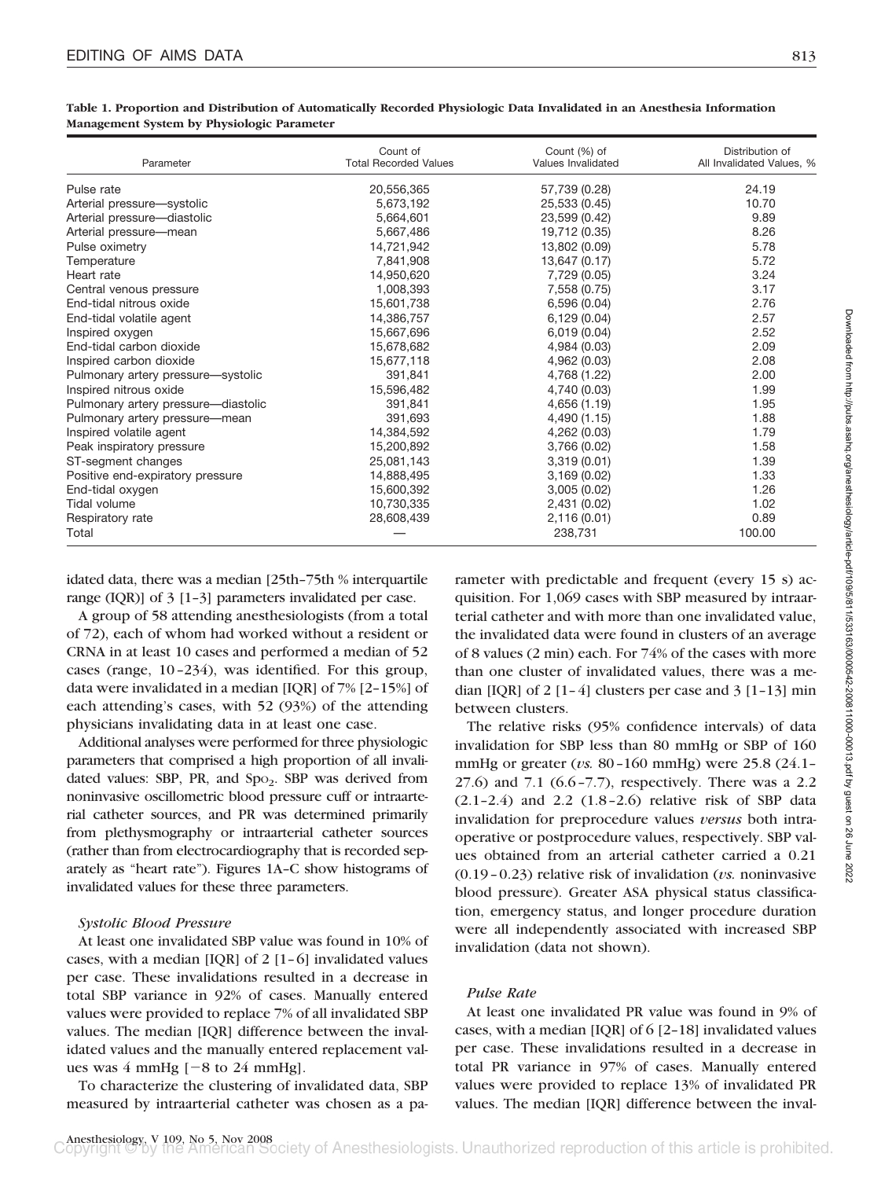**Table 1. Proportion and Distribution of Automatically Recorded Physiologic Data Invalidated in an Anesthesia Information Management System by Physiologic Parameter**

| Parameter | Count of Total Recorded Values | Count (%) of Values Invalidated | Distribution of All Invalidated Values, % |
|---|---|---|---|
| Pulse rate | 20,556,365 | 57,739 (0.28) | 24.19 |
| Arterial pressure—systolic | 5,673,192 | 25,533 (0.45) | 10.70 |
| Arterial pressure—diastolic | 5,664,601 | 23,599 (0.42) | 9.89 |
| Arterial pressure—mean | 5,667,486 | 19,712 (0.35) | 8.26 |
| Pulse oximetry | 14,721,942 | 13,802 (0.09) | 5.78 |
| Temperature | 7,841,908 | 13,647 (0.17) | 5.72 |
| Heart rate | 14,950,620 | 7,729 (0.05) | 3.24 |
| Central venous pressure | 1,008,393 | 7,558 (0.75) | 3.17 |
| End-tidal nitrous oxide | 15,601,738 | 6,596 (0.04) | 2.76 |
| End-tidal volatile agent | 14,386,757 | 6,129 (0.04) | 2.57 |
| Inspired oxygen | 15,667,696 | 6,019 (0.04) | 2.52 |
| End-tidal carbon dioxide | 15,678,682 | 4,984 (0.03) | 2.09 |
| Inspired carbon dioxide | 15,677,118 | 4,962 (0.03) | 2.08 |
| Pulmonary artery pressure—systolic | 391,841 | 4,768 (1.22) | 2.00 |
| Inspired nitrous oxide | 15,596,482 | 4,740 (0.03) | 1.99 |
| Pulmonary artery pressure—diastolic | 391,841 | 4,656 (1.19) | 1.95 |
| Pulmonary artery pressure—mean | 391,693 | 4,490 (1.15) | 1.88 |
| Inspired volatile agent | 14,384,592 | 4,262 (0.03) | 1.79 |
| Peak inspiratory pressure | 15,200,892 | 3,766 (0.02) | 1.58 |
| ST-segment changes | 25,081,143 | 3,319 (0.01) | 1.39 |
| Positive end-expiratory pressure | 14,888,495 | 3,169 (0.02) | 1.33 |
| End-tidal oxygen | 15,600,392 | 3,005 (0.02) | 1.26 |
| Tidal volume | 10,730,335 | 2,431 (0.02) | 1.02 |
| Respiratory rate | 28,608,439 | 2,116 (0.01) | 0.89 |
| Total | — | 238,731 | 100.00 |

idated data, there was a median [25th–75th % interquartile range (IQR)] of 3 [1–3] parameters invalidated per case.

A group of 58 attending anesthesiologists (from a total of 72), each of whom had worked without a resident or CRNA in at least 10 cases and performed a median of 52 cases (range, 10–234), was identified. For this group, data were invalidated in a median [IQR] of 7% [2–15%] of each attending's cases, with 52 (93%) of the attending physicians invalidating data in at least one case.

Additional analyses were performed for three physiologic parameters that comprised a high proportion of all invalidated values: SBP, PR, and $Sp_{O_2}$. SBP was derived from noninvasive oscillometric blood pressure cuff or intraarterial catheter sources, and PR was determined primarily from plethysmography or intraarterial catheter sources (rather than from electrocardiography that is recorded separately as "heart rate"). Figures 1A–C show histograms of invalidated values for these three parameters.

### *Systolic Blood Pressure*

At least one invalidated SBP value was found in 10% of cases, with a median [IQR] of 2 [1–6] invalidated values per case. These invalidations resulted in a decrease in total SBP variance in 92% of cases. Manually entered values were provided to replace 7% of all invalidated SBP values. The median [IQR] difference between the invalidated values and the manually entered replacement values was 4 mmHg [−8 to 24 mmHg].

To characterize the clustering of invalidated data, SBP measured by intraarterial catheter was chosen as a parameter with predictable and frequent (every 15 s) acquisition. For 1,069 cases with SBP measured by intraarterial catheter and with more than one invalidated value, the invalidated data were found in clusters of an average of 8 values (2 min) each. For 74% of the cases with more than one cluster of invalidated values, there was a median [IQR] of 2 [1–4] clusters per case and 3 [1–13] min between clusters.

The relative risks (95% confidence intervals) of data invalidation for SBP less than 80 mmHg or SBP of 160 mmHg or greater (*vs.* 80–160 mmHg) were 25.8 (24.1–27.6) and 7.1 (6.6–7.7), respectively. There was a 2.2 (2.1–2.4) and 2.2 (1.8–2.6) relative risk of SBP data invalidation for preprocedure values *versus* both intraoperative or postprocedure values, respectively. SBP values obtained from an arterial catheter carried a 0.21 (0.19–0.23) relative risk of invalidation (*vs.* noninvasive blood pressure). Greater ASA physical status classification, emergency status, and longer procedure duration were all independently associated with increased SBP invalidation (data not shown).

### *Pulse Rate*

At least one invalidated PR value was found in 9% of cases, with a median [IQR] of 6 [2–18] invalidated values per case. These invalidations resulted in a decrease in total PR variance in 97% of cases. Manually entered values were provided to replace 13% of invalidated PR values. The median [IQR] difference between the inval-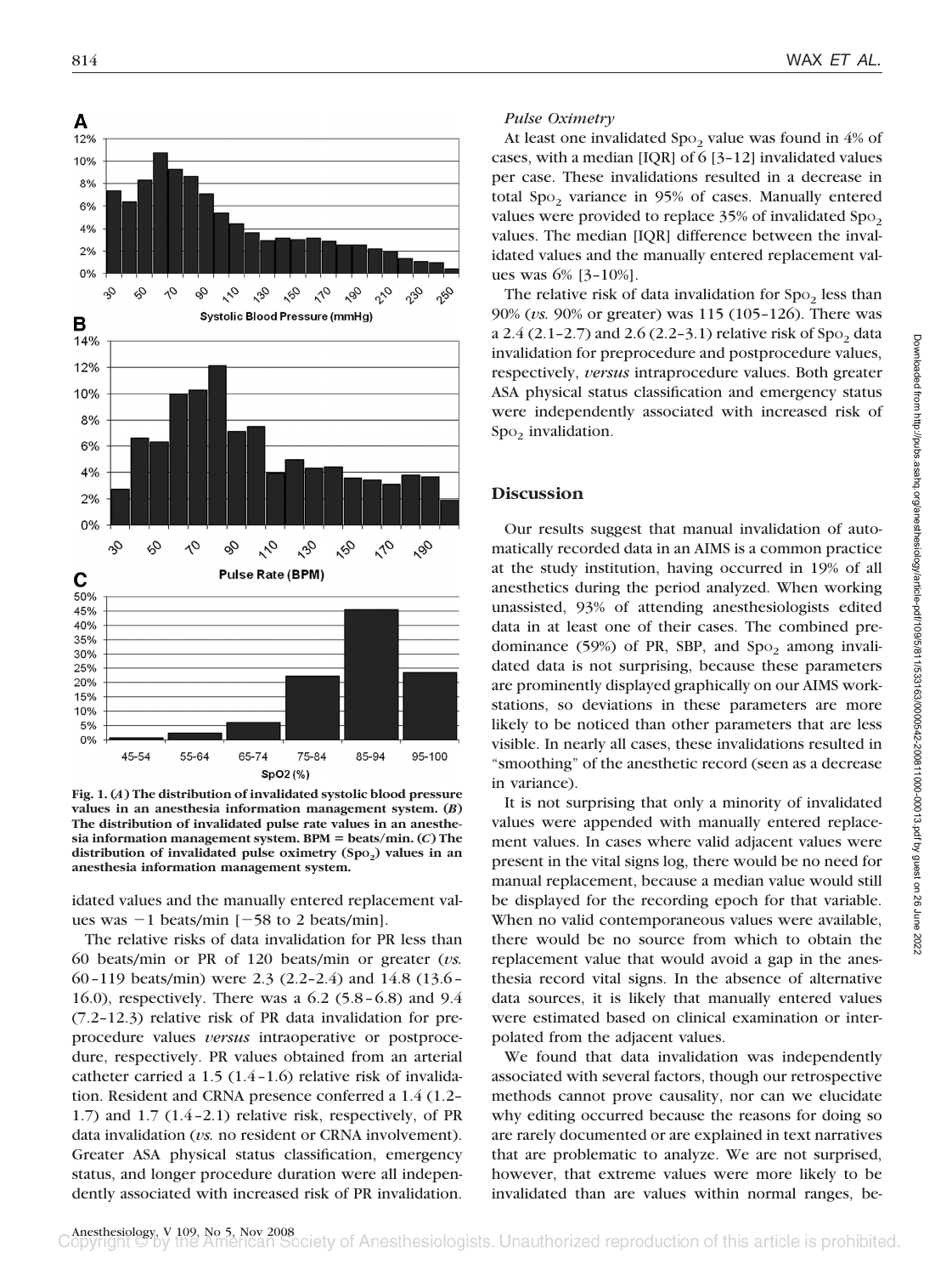Fig. 1. (*A*) The distribution of invalidated systolic blood pressure values in an anesthesia information management system. (*B*) The distribution of invalidated pulse rate values in an anesthesia information management system. BPM = beats/min. (*C*) The distribution of invalidated pulse oximetry ($Sp_{O_2}$) values in an anesthesia information management system.

idated values and the manually entered replacement values was −1 beats/min [−58 to 2 beats/min].

The relative risks of data invalidation for PR less than 60 beats/min or PR of 120 beats/min or greater (*vs.* 60–119 beats/min) were 2.3 (2.2–2.4) and 14.8 (13.6–16.0), respectively. There was a 6.2 (5.8–6.8) and 9.4 (7.2–12.3) relative risk of PR data invalidation for preprocedure values *versus* intraoperative or postprocedure, respectively. PR values obtained from an arterial catheter carried a 1.5 (1.4–1.6) relative risk of invalidation. Resident and CRNA presence conferred a 1.4 (1.2–1.7) and 1.7 (1.4–2.1) relative risk, respectively, of PR data invalidation (*vs.* no resident or CRNA involvement). Greater ASA physical status classification, emergency status, and longer procedure duration were all independently associated with increased risk of PR invalidation.

*Pulse Oximetry*

At least one invalidated $Sp_{O_2}$ value was found in 4% of cases, with a median [IQR] of 6 [3–12] invalidated values per case. These invalidations resulted in a decrease in total $Sp_{O_2}$ variance in 95% of cases. Manually entered values were provided to replace 35% of invalidated $Sp_{O_2}$ values. The median [IQR] difference between the invalidated values and the manually entered replacement values was 6% [3–10%].

The relative risk of data invalidation for $Sp_{O_2}$ less than 90% (*vs.* 90% or greater) was 115 (105–126). There was a 2.4 (2.1–2.7) and 2.6 (2.2–3.1) relative risk of $Sp_{O_2}$ data invalidation for preprocedure and postprocedure values, respectively, *versus* intraprocedure values. Both greater ASA physical status classification and emergency status were independently associated with increased risk of $Sp_{O_2}$ invalidation.

## Discussion

Our results suggest that manual invalidation of automatically recorded data in an AIMS is a common practice at the study institution, having occurred in 19% of all anesthetics during the period analyzed. When working unassisted, 93% of attending anesthesiologists edited data in at least one of their cases. The combined predominance (59%) of PR, SBP, and $Sp_{O_2}$ among invalidated data is not surprising, because these parameters are prominently displayed graphically on our AIMS workstations, so deviations in these parameters are more likely to be noticed than other parameters that are less visible. In nearly all cases, these invalidations resulted in "smoothing" of the anesthetic record (seen as a decrease in variance).

It is not surprising that only a minority of invalidated values were appended with manually entered replacement values. In cases where valid adjacent values were present in the vital signs log, there would be no need for manual replacement, because a median value would still be displayed for the recording epoch for that variable. When no valid contemporaneous values were available, there would be no source from which to obtain the replacement value that would avoid a gap in the anesthesia record vital signs. In the absence of alternative data sources, it is likely that manually entered values were estimated based on clinical examination or interpolated from the adjacent values.

We found that data invalidation was independently associated with several factors, though our retrospective methods cannot prove causality, nor can we elucidate why editing occurred because the reasons for doing so are rarely documented or are explained in text narratives that are problematic to analyze. We are not surprised, however, that extreme values were more likely to be invalidated than are values within normal ranges, be-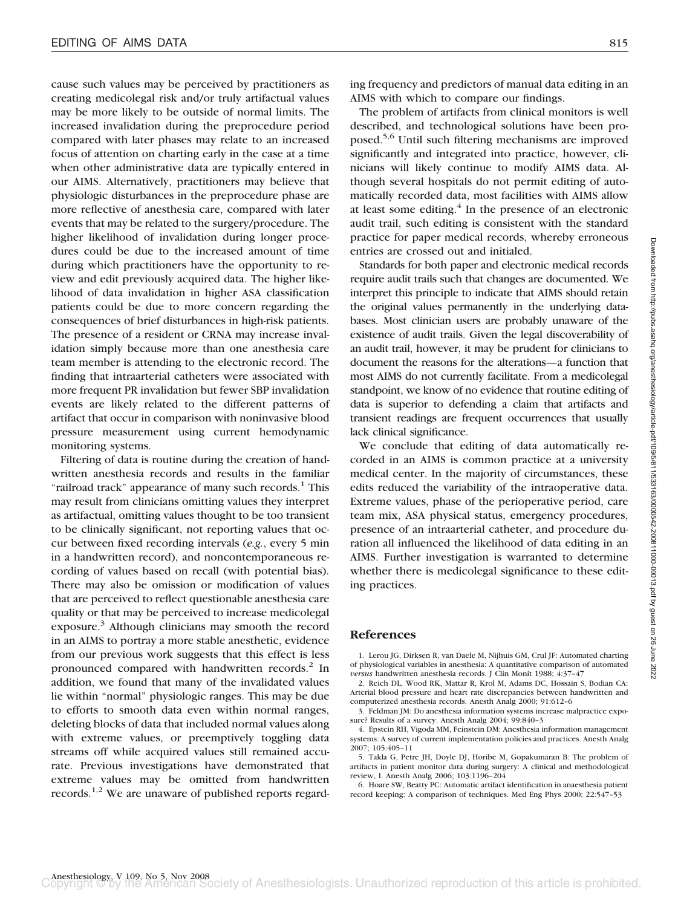cause such values may be perceived by practitioners as creating medicolegal risk and/or truly artifactual values may be more likely to be outside of normal limits. The increased invalidation during the preprocedure period compared with later phases may relate to an increased focus of attention on charting early in the case at a time when other administrative data are typically entered in our AIMS. Alternatively, practitioners may believe that physiologic disturbances in the preprocedure phase are more reflective of anesthesia care, compared with later events that may be related to the surgery/procedure. The higher likelihood of invalidation during longer procedures could be due to the increased amount of time during which practitioners have the opportunity to review and edit previously acquired data. The higher likelihood of data invalidation in higher ASA classification patients could be due to more concern regarding the consequences of brief disturbances in high-risk patients. The presence of a resident or CRNA may increase invalidation simply because more than one anesthesia care team member is attending to the electronic record. The finding that intraarterial catheters were associated with more frequent PR invalidation but fewer SBP invalidation events are likely related to the different patterns of artifact that occur in comparison with noninvasive blood pressure measurement using current hemodynamic monitoring systems.

Filtering of data is routine during the creation of handwritten anesthesia records and results in the familiar "railroad track" appearance of many such records.[1] This may result from clinicians omitting values they interpret as artifactual, omitting values thought to be too transient to be clinically significant, not reporting values that occur between fixed recording intervals (*e.g.*, every 5 min in a handwritten record), and noncontemporaneous recording of values based on recall (with potential bias). There may also be omission or modification of values that are perceived to reflect questionable anesthesia care quality or that may be perceived to increase medicolegal exposure.[3] Although clinicians may smooth the record in an AIMS to portray a more stable anesthetic, evidence from our previous work suggests that this effect is less pronounced compared with handwritten records.[2] In addition, we found that many of the invalidated values lie within "normal" physiologic ranges. This may be due to efforts to smooth data even within normal ranges, deleting blocks of data that included normal values along with extreme values, or preemptively toggling data streams off while acquired values still remained accurate. Previous investigations have demonstrated that extreme values may be omitted from handwritten records.[1,2] We are unaware of published reports regarding frequency and predictors of manual data editing in an AIMS with which to compare our findings.

The problem of artifacts from clinical monitors is well described, and technological solutions have been proposed.[5,6] Until such filtering mechanisms are improved significantly and integrated into practice, however, clinicians will likely continue to modify AIMS data. Although several hospitals do not permit editing of automatically recorded data, most facilities with AIMS allow at least some editing.[4] In the presence of an electronic audit trail, such editing is consistent with the standard practice for paper medical records, whereby erroneous entries are crossed out and initialed.

Standards for both paper and electronic medical records require audit trails such that changes are documented. We interpret this principle to indicate that AIMS should retain the original values permanently in the underlying databases. Most clinician users are probably unaware of the existence of audit trails. Given the legal discoverability of an audit trail, however, it may be prudent for clinicians to document the reasons for the alterations—a function that most AIMS do not currently facilitate. From a medicolegal standpoint, we know of no evidence that routine editing of data is superior to defending a claim that artifacts and transient readings are frequent occurrences that usually lack clinical significance.

We conclude that editing of data automatically recorded in an AIMS is common practice at a university medical center. In the majority of circumstances, these edits reduced the variability of the intraoperative data. Extreme values, phase of the perioperative period, care team mix, ASA physical status, emergency procedures, presence of an intraarterial catheter, and procedure duration all influenced the likelihood of data editing in an AIMS. Further investigation is warranted to determine whether there is medicolegal significance to these editing practices.

## References

1. Lerou JG, Dirksen R, van Daele M, Nijhuis GM, Crul JF: Automated charting of physiological variables in anesthesia: A quantitative comparison of automated *versus* handwritten anesthesia records. J Clin Monit 1988; 4:37–47
2. Reich DL, Wood RK, Mattar R, Krol M, Adams DC, Hossain S, Bodian CA: Arterial blood pressure and heart rate discrepancies between handwritten and computerized anesthesia records. Anesth Analg 2000; 91:612–6
3. Feldman JM: Do anesthesia information systems increase malpractice exposure? Results of a survey. Anesth Analg 2004; 99:840–3
4. Epstein RH, Vigoda MM, Feinstein DM: Anesthesia information management systems: A survey of current implementation policies and practices. Anesth Analg 2007; 105:405–11
5. Takla G, Petre JH, Doyle DJ, Horibe M, Gopakumaran B: The problem of artifacts in patient monitor data during surgery: A clinical and methodological review, I. Anesth Analg 2006; 103:1196–204
6. Hoare SW, Beatty PC: Automatic artifact identification in anaesthesia patient record keeping: A comparison of techniques. Med Eng Phys 2000; 22:547–53